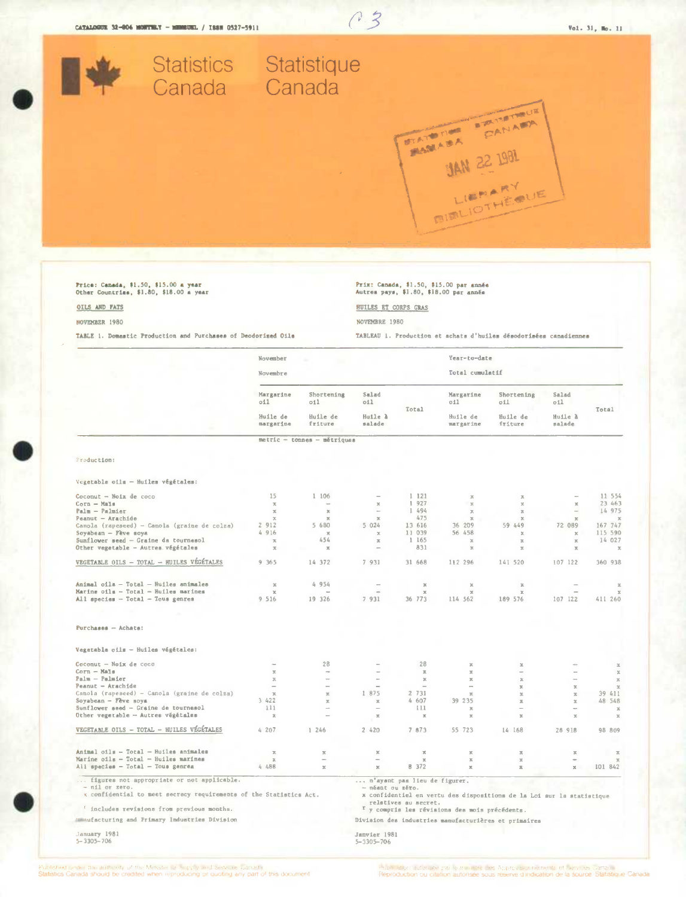CATALOGUE 32-006 MONTHLY - MENSUEL / ISSN 0527-5911

Vol. 31, No. 11

Statistics Canada    Statistique Canada

Price: Canada, $1.50, $15.00 a year
Other Countries, $1.80, $18.00 a year

Prix: Canada, $1.50, $15.00 par année
Autres pays, $1.80, $18.00 par année

## OILS AND FATS

## HUILES ET CORPS GRAS

NOVEMBER 1980

NOVEMBRE 1980

TABLE 1. Domestic Production and Purchases of Deodorized Oils

TABLEAU 1. Production et achats d'huiles désodorisées canadiennes

| | November – Novembre | | | | Year-to-date – Total cumulatif | | | |
|---|---|---|---|---|---|---|---|---|
| | Margarine oil – Huile de margarine | Shortening oil – Huile de friture | Salad oil – Huile à salade | Total | Margarine oil – Huile de margarine | Shortening oil – Huile de friture | Salad oil – Huile à salade | Total |
| | metric – tonnes – métriques | | | | | | | |
| **Production:** | | | | | | | | |
| Vegetable oils – Huiles végétales: | | | | | | | | |
| Coconut – Noix de coco | 15 | 1 106 | – | 1 121 | x | x | – | 11 554 |
| Corn – Maïs | x | – | x | 1 927 | x | x | x | 23 463 |
| Palm – Palmier | x | x | – | 1 494 | x | x | – | 14 975 |
| Peanut – Arachide | x | x | x | 475 | x | x | x | x |
| Canola (rapeseed) – Canola (graine de colza) | 2 912 | 5 680 | 5 024 | 13 616 | 36 209 | 59 449 | 72 089 | 167 747 |
| Soyabean – Fève soya | 4 916 | x | x | 11 039 | 56 458 | x | x | 115 590 |
| Sunflower seed – Graine de tournesol | x | 454 | x | 1 165 | x | x | x | 14 027 |
| Other vegetable – Autres végétales | x | x | – | 831 | x | x | x | x |
| VEGETABLE OILS – TOTAL – HUILES VÉGÉTALES | 9 365 | 14 372 | 7 931 | 31 668 | 112 296 | 141 520 | 107 122 | 360 938 |
| Animal oils – Total – Huiles animales | x | 4 954 | – | x | x | x | – | x |
| Marine oils – Total – Huiles marines | x | – | – | x | x | x | – | x |
| All species – Total – Tous genres | 9 516 | 19 326 | 7 931 | 36 773 | 114 362 | 189 576 | 107 122 | 411 260 |
| **Purchases – Achats:** | | | | | | | | |
| Vegetable oils – Huiles végétales: | | | | | | | | |
| Coconut – Noix de coco | – | 28 | – | 28 | x | x | – | x |
| Corn – Maïs | x | – | – | x | x | – | – | x |
| Palm – Palmier | x | – | – | x | x | x | – | x |
| Peanut – Arachide | – | – | – | – | – | x | x | x |
| Canola (rapeseed) – Canola (graine de colza) | x | x | 1 875 | 2 731 | x | x | x | 39 411 |
| Soyabean – Fève soya | 3 422 | x | x | 4 607 | 39 235 | x | x | 48 548 |
| Sunflower seed – Graine de tournesol | 111 | – | – | 111 | x | – | – | x |
| Other vegetable – Autres végétales | x | – | x | x | x | x | x | x |
| VEGETABLE OILS – TOTAL – HUILES VÉGÉTALES | 4 207 | 1 246 | 2 420 | 7 873 | 55 723 | 14 168 | 28 918 | 98 809 |
| Animal oils – Total – Huiles animales | x | x | x | x | x | x | x | x |
| Marine oils – Total – Huiles marines | x | – | – | x | x | x | – | x |
| All species – Total – Tous genres | 4 488 | x | x | 8 372 | x | x | x | 101 842 |

... figures not appropriate or not applicable.
– nil or zero.
x confidential to meet secrecy requirements of the Statistics Act.
r includes revisions from previous months.

... n'ayant pas lieu de figurer.
– néant ou zéro.
x confidentiel en vertu des dispositions de la Loi sur la statistique relatives au secret.
r y compris les révisions des mois précédents.

Manufacturing and Primary Industries Division

Division des industries manufacturières et primaires

January 1981
5-3305-706

Janvier 1981
5-3305-706

Published under the authority of the Minister of Supply and Services Canada
Statistics Canada should be credited when reproducing or quoting any part of this document

Publication autorisée par le ministre des Approvisionnements et Services Canada
Reproduction ou citation autorisée sous réserve d'indication de la source: Statistique Canada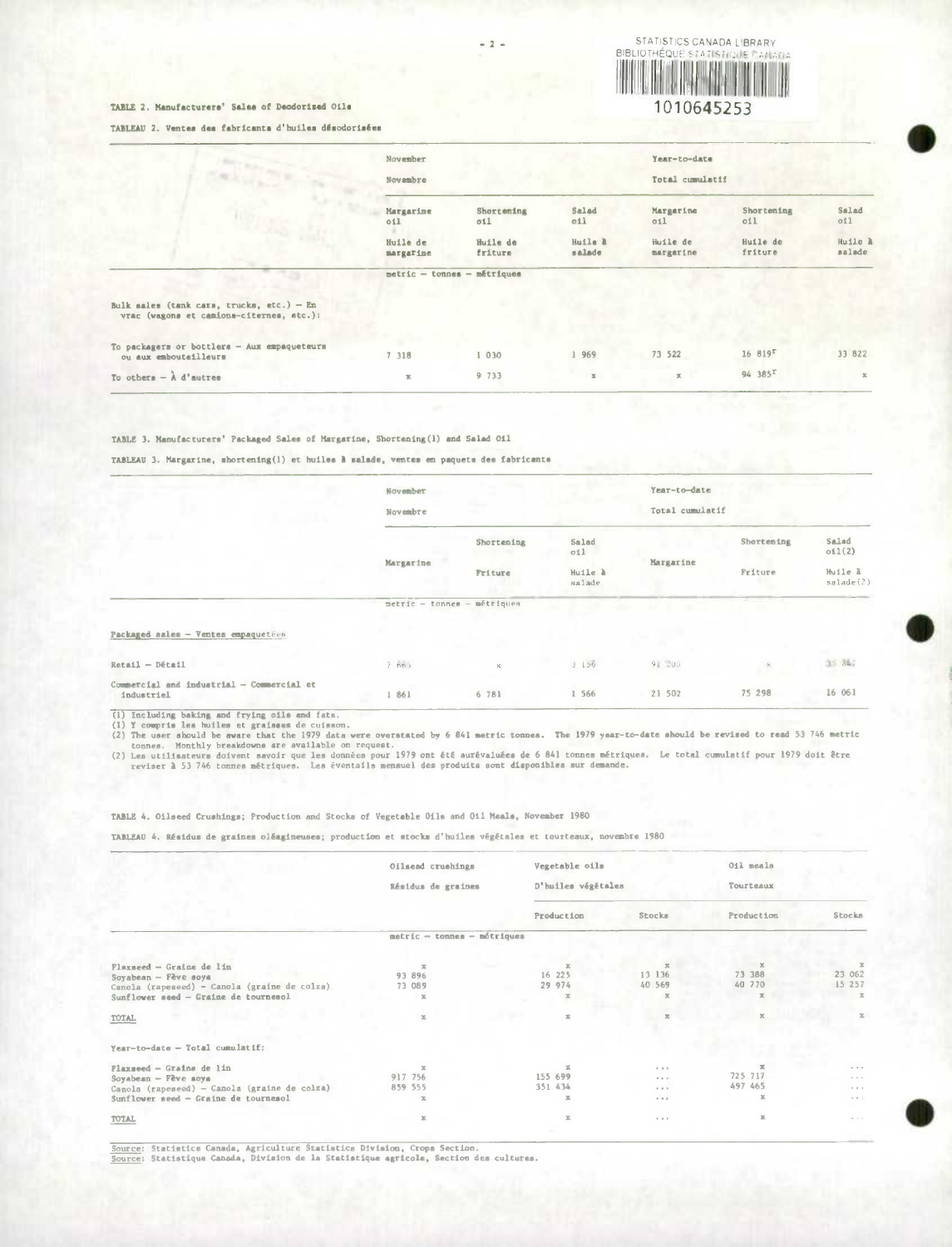TABLE 2. Manufacturers' Sales of Deodorized Oils

TABLEAU 2. Ventes des fabricants d'huiles désodorisées

| | November | | | Year-to-date | | |
|---|---|---|---|---|---|---|
| | Novembre | | | Total cumulatif | | |
| | Margarine oil<br>Huile de margarine | Shortening oil<br>Huile de friture | Salad oil<br>Huile à salade | Margarine oil<br>Huile de margarine | Shortening oil<br>Huile de friture | Salad oil<br>Huile à salade |
| | metric – tonnes – métriques | | | | | |
| Bulk sales (tank cars, trucks, etc.) – En vrac (wagons et camions-citernes, etc.): | | | | | | |
| To packagers or bottlers – Aux empaqueteurs ou aux embouteilleurs | 7 318 | 1 030 | 1 969 | 73 522 | 16 819r | 33 822 |
| To others – À d'autres | x | 9 733 | x | x | 94 385r | x |

TABLE 3. Manufacturers' Packaged Sales of Margarine, Shortening(1) and Salad Oil

TABLEAU 3. Margarine, shortening(1) et huiles à salade, ventes en paquets des fabricants

| | November | | | Year-to-date | | |
|---|---|---|---|---|---|---|
| | Novembre | | | Total cumulatif | | |
| | Margarine | Shortening<br>Friture | Salad oil<br>Huile à salade | Margarine | Shortening<br>Friture | Salad oil(2)<br>Huile à salade(2) |
| | metric – tonnes – métriques | | | | | |
| Packaged sales – Ventes empaquetées | | | | | | |
| Retail – Détail | 7 665 | x | 3 156 | 91 205 | x | 33 847 |
| Commercial and industrial – Commercial et industriel | 1 861 | 6 781 | 1 566 | 21 502 | 75 298 | 16 061 |

(1) Including baking and frying oils and fats.
(1) Y compris les huiles et graisses de cuisson.
(2) The user should be aware that the 1979 data were overstated by 6 841 metric tonnes. The 1979 year-to-date should be revised to read 53 746 metric tonnes. Monthly breakdowns are available on request.
(2) Les utilisateurs doivent savoir que les données pour 1979 ont été aurévaluées de 6 841 tonnes métriques. Le total cumulatif pour 1979 doit être reviser à 53 746 tonnes métriques. Les éventails mensuel des produits sont disponibles sur demande.

TABLE 4. Oilseed Crushings; Production and Stocks of Vegetable Oils and Oil Meals, November 1980

TABLEAU 4. Résidus de graines oléagineuses; production et stocks d'huiles végétales et tourteaux, novembre 1980

| | Oilseed crushings<br>Résidus de graines | Vegetable oils<br>D'huiles végétales | | Oil meals<br>Tourteaux | |
|---|---|---|---|---|---|
| | | Production | Stocks | Production | Stocks |
| | metric – tonnes – métriques | | | | |
| Flaxseed – Graine de lin | x | x | x | x | x |
| Soyabean – Fève soya | 93 896 | 16 225 | 13 136 | 73 388 | 23 062 |
| Canola (rapeseed) – Canola (graine de colza) | 73 089 | 29 974 | 40 569 | 40 770 | 15 257 |
| Sunflower seed – Graine de tournesol | x | x | x | x | x |
| TOTAL | x | x | x | x | x |
| Year-to-date – Total cumulatif: | | | | | |
| Flaxseed – Graine de lin | x | x | ... | x | ... |
| Soyabean – Fève soya | 917 756 | 155 699 | ... | 725 717 | ... |
| Canola (rapeseed) – Canola (graine de colza) | 859 555 | 351 434 | ... | 497 465 | ... |
| Sunflower seed – Graine de tournesol | x | x | ... | x | ... |
| TOTAL | x | x | ... | x | ... |

Source: Statistics Canada, Agriculture Statistics Division, Crops Section.
Source: Statistique Canada, Division de la Statistique agricole, Section des cultures.